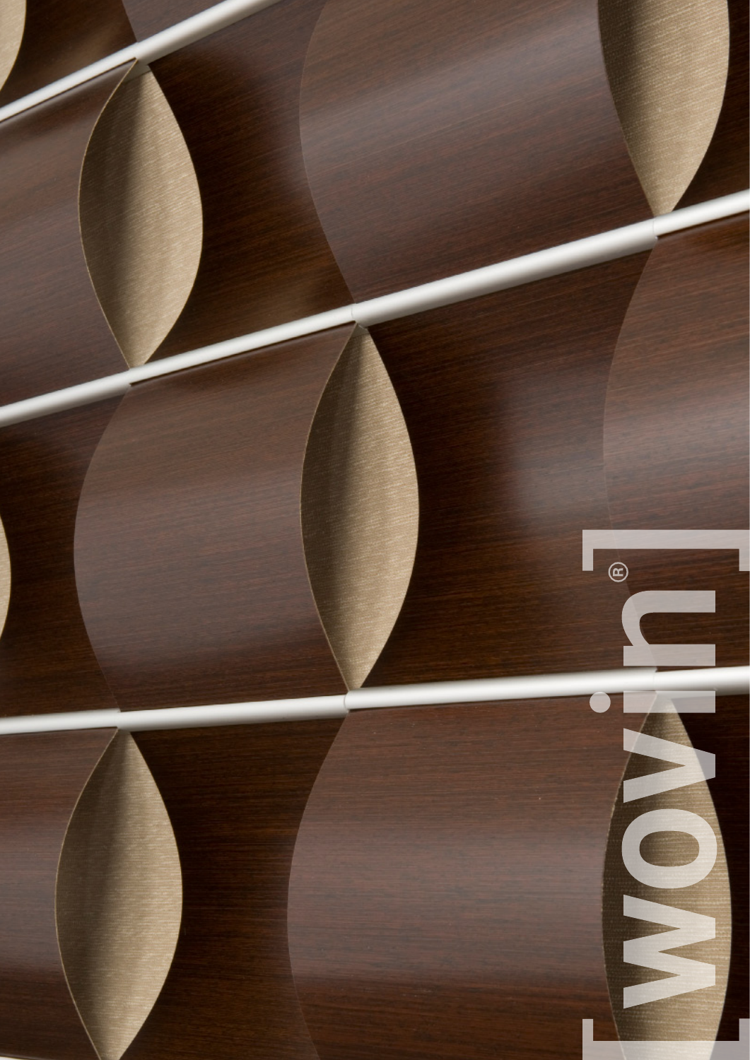# [wovin]®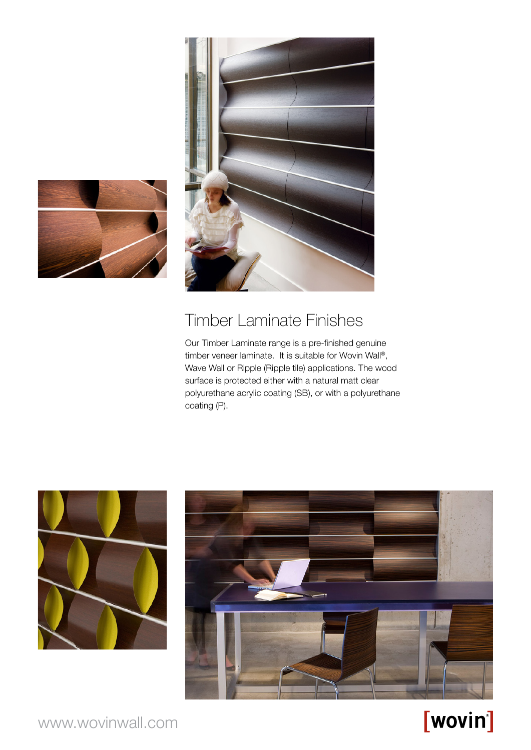# Timber Laminate Finishes

Our Timber Laminate range is a pre-finished genuine timber veneer laminate. It is suitable for Wovin Wall®, Wave Wall or Ripple (Ripple tile) applications. The wood surface is protected either with a natural matt clear polyurethane acrylic coating (SB), or with a polyurethane coating (P).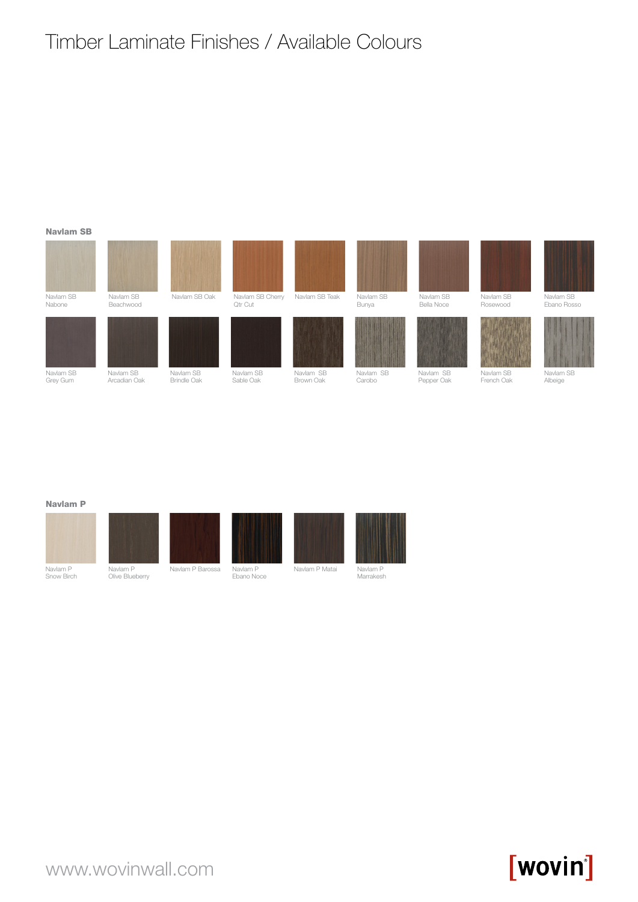# Timber Laminate Finishes / Available Colours

## Navlam SB

Navlam SB Nabone

Navlam SB Beachwood

Navlam SB Oak

Navlam SB Cherry Qtr Cut

Navlam SB Teak

Navlam SB Bunya

Navlam SB Bella Noce

Navlam SB Rosewood

Navlam SB Ebano Rosso

Navlam SB Grey Gum

Navlam SB Arcadian Oak

Navlam SB Brindle Oak

Navlam SB Sable Oak

Navlam SB Brown Oak

Navlam SB Carobo

Navlam SB Pepper Oak

Navlam SB French Oak

Navlam SB Albeige

## Navlam P

Navlam P Snow Birch

Navlam P Olive Blueberry

Navlam P Barossa

Navlam P Ebano Noce

Navlam P Matai

Navlam P Marrakesh

www.wovinwall.com

[wovin]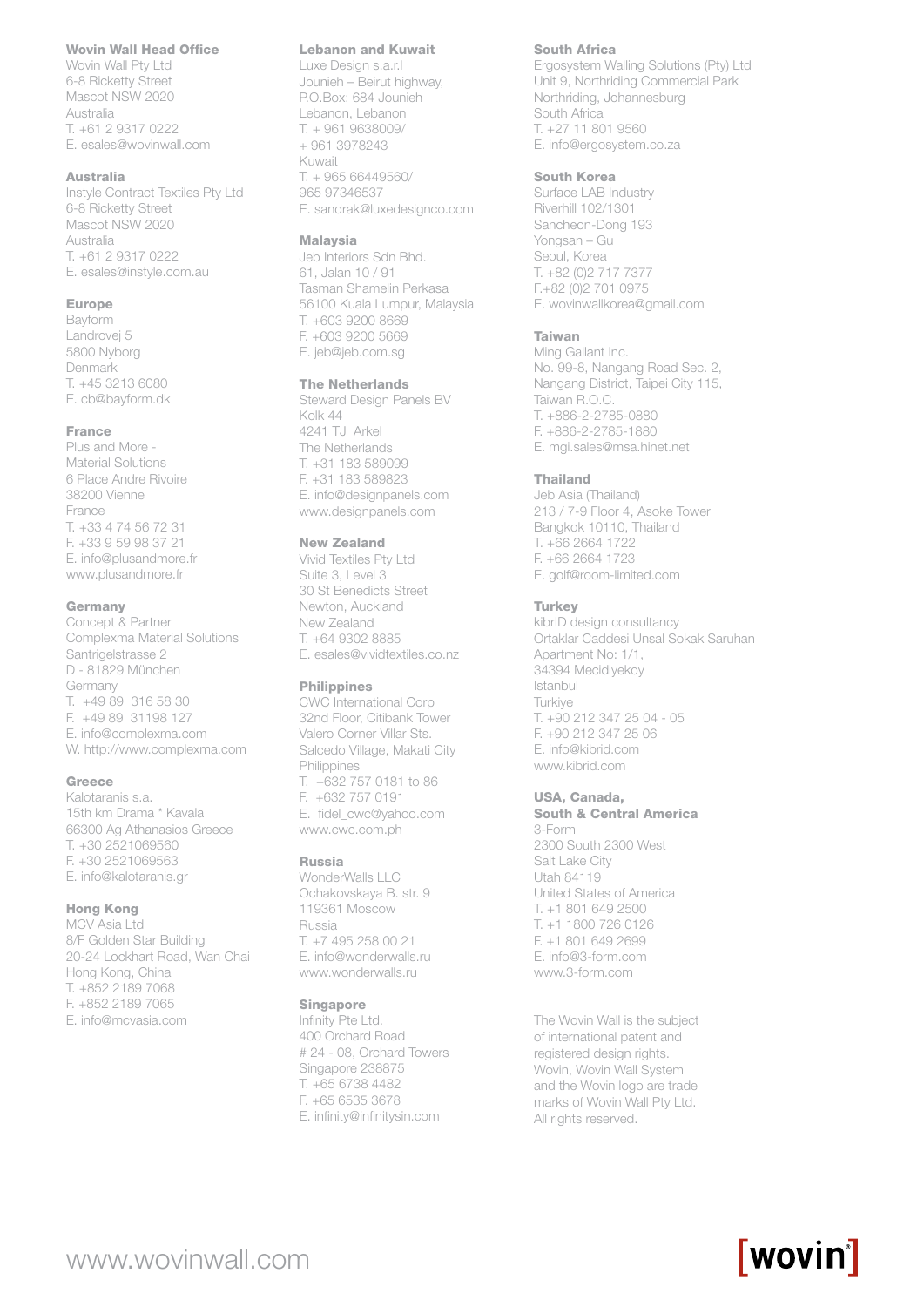**Wovin Wall Head Office**
Wovin Wall Pty Ltd
6-8 Ricketty Street
Mascot NSW 2020
Australia
T. +61 2 9317 0222
E. esales@wovinwall.com

**Australia**
Instyle Contract Textiles Pty Ltd
6-8 Ricketty Street
Mascot NSW 2020
Australia
T. +61 2 9317 0222
E. esales@instyle.com.au

**Europe**
Bayform
Landrovej 5
5800 Nyborg
Denmark
T. +45 3213 6080
E. cb@bayform.dk

**France**
Plus and More -
Material Solutions
6 Place Andre Rivoire
38200 Vienne
France
T. +33 4 74 56 72 31
F. +33 9 59 98 37 21
E. info@plusandmore.fr
www.plusandmore.fr

**Germany**
Concept & Partner
Complexma Material Solutions
Santrigelstrasse 2
D - 81829 München
Germany
T. +49 89 316 58 30
F. +49 89 31198 127
E. info@complexma.com
W. http://www.complexma.com

**Greece**
Kalotaranis s.a.
15th km Drama * Kavala
66300 Ag Athanasios Greece
T. +30 2521069560
F. +30 2521069563
E. info@kalotaranis.gr

**Hong Kong**
MCV Asia Ltd
8/F Golden Star Building
20-24 Lockhart Road, Wan Chai
Hong Kong, China
T. +852 2189 7068
F. +852 2189 7065
E. info@mcvasia.com

**Lebanon and Kuwait**
Luxe Design s.a.r.l
Jounieh – Beirut highway,
P.O.Box: 684 Jounieh
Lebanon, Lebanon
T. + 961 9638009/
+ 961 3978243
Kuwait
T. + 965 66449560/
965 97346537
E. sandrak@luxedesignco.com

**Malaysia**
Jeb Interiors Sdn Bhd.
61, Jalan 10 / 91
Tasman Shamelin Perkasa
56100 Kuala Lumpur, Malaysia
T. +603 9200 8669
F. +603 9200 5669
E. jeb@jeb.com.sg

**The Netherlands**
Steward Design Panels BV
Kolk 44
4241 TJ Arkel
The Netherlands
T. +31 183 589099
F. +31 183 589823
E. info@designpanels.com
www.designpanels.com

**New Zealand**
Vivid Textiles Pty Ltd
Suite 3, Level 3
30 St Benedicts Street
Newton, Auckland
New Zealand
T. +64 9302 8885
E. esales@vividtextiles.co.nz

**Philippines**
CWC International Corp
32nd Floor, Citibank Tower
Valero Corner Villar Sts.
Salcedo Village, Makati City
Philippines
T. +632 757 0181 to 86
F. +632 757 0191
E. fidel_cwc@yahoo.com
www.cwc.com.ph

**Russia**
WonderWalls LLC
Ochakovskaya B. str. 9
119361 Moscow
Russia
T. +7 495 258 00 21
E. info@wonderwalls.ru
www.wonderwalls.ru

**Singapore**
Infinity Pte Ltd.
400 Orchard Road
# 24 - 08, Orchard Towers
Singapore 238875
T. +65 6738 4482
F. +65 6535 3678
E. infinity@infinitysin.com

**South Africa**
Ergosystem Walling Solutions (Pty) Ltd
Unit 9, Northriding Commercial Park
Northriding, Johannesburg
South Africa
T. +27 11 801 9560
E. info@ergosystem.co.za

**South Korea**
Surface LAB Industry
Riverhill 102/1301
Sancheon-Dong 193
Yongsan – Gu
Seoul, Korea
T. +82 (0)2 717 7377
F.+82 (0)2 701 0975
E. wovinwallkorea@gmail.com

**Taiwan**
Ming Gallant Inc.
No. 99-8, Nangang Road Sec. 2,
Nangang District, Taipei City 115,
Taiwan R.O.C.
T. +886-2-2785-0880
F. +886-2-2785-1880
E. mgi.sales@msa.hinet.net

**Thailand**
Jeb Asia (Thailand)
213 / 7-9 Floor 4, Asoke Tower
Bangkok 10110, Thailand
T. +66 2664 1722
F. +66 2664 1723
E. golf@room-limited.com

**Turkey**
kibrID design consultancy
Ortaklar Caddesi Unsal Sokak Saruhan
Apartment No: 1/1,
34394 Mecidiyekoy
Istanbul
Turkiye
T. +90 212 347 25 04 - 05
F. +90 212 347 25 06
E. info@kibrid.com
www.kibrid.com

**USA, Canada,**
**South & Central America**
3-Form
2300 South 2300 West
Salt Lake City
Utah 84119
United States of America
T. +1 801 649 2500
T. +1 1800 726 0126
F. +1 801 649 2699
E. info@3-form.com
www.3-form.com

The Wovin Wall is the subject of international patent and registered design rights. Wovin, Wovin Wall System and the Wovin logo are trade marks of Wovin Wall Pty Ltd. All rights reserved.

www.wovinwall.com

[wovin]